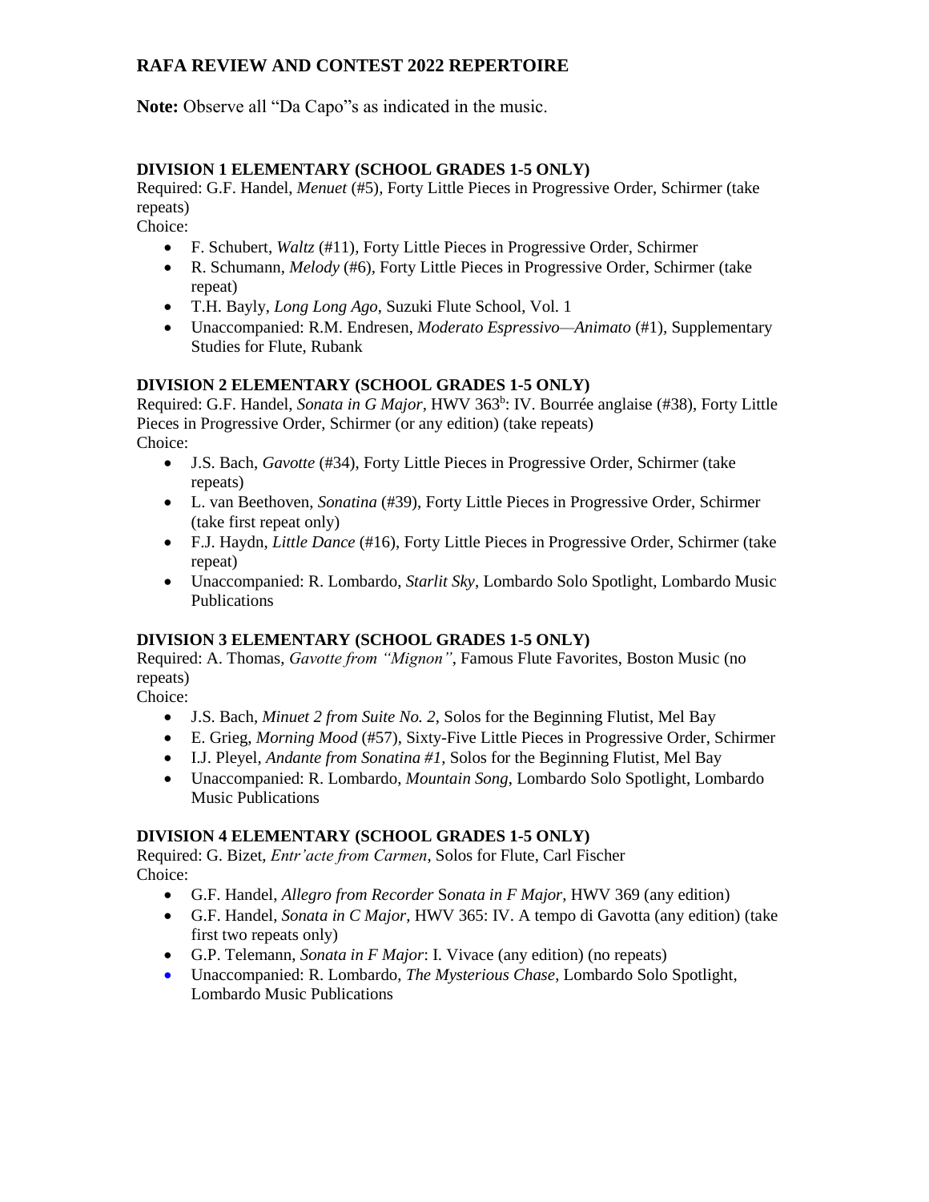# RAFA REVIEW AND CONTEST 2022 REPERTOIRE

**Note:** Observe all "Da Capo"s as indicated in the music.

### DIVISION 1 ELEMENTARY (SCHOOL GRADES 1-5 ONLY)

Required: G.F. Handel, *Menuet* (#5), Forty Little Pieces in Progressive Order, Schirmer (take repeats)

Choice:

- F. Schubert, *Waltz* (#11), Forty Little Pieces in Progressive Order, Schirmer
- R. Schumann, *Melody* (#6), Forty Little Pieces in Progressive Order, Schirmer (take repeat)
- T.H. Bayly, *Long Long Ago*, Suzuki Flute School, Vol. 1
- Unaccompanied: R.M. Endresen, *Moderato Espressivo—Animato* (#1), Supplementary Studies for Flute, Rubank

### DIVISION 2 ELEMENTARY (SCHOOL GRADES 1-5 ONLY)

Required: G.F. Handel, *Sonata in G Major*, HWV 363b: IV. Bourrée anglaise (#38), Forty Little Pieces in Progressive Order, Schirmer (or any edition) (take repeats)

Choice:

- J.S. Bach, *Gavotte* (#34), Forty Little Pieces in Progressive Order, Schirmer (take repeats)
- L. van Beethoven, *Sonatina* (#39), Forty Little Pieces in Progressive Order, Schirmer (take first repeat only)
- F.J. Haydn, *Little Dance* (#16), Forty Little Pieces in Progressive Order, Schirmer (take repeat)
- Unaccompanied: R. Lombardo, *Starlit Sky*, Lombardo Solo Spotlight, Lombardo Music Publications

### DIVISION 3 ELEMENTARY (SCHOOL GRADES 1-5 ONLY)

Required: A. Thomas, *Gavotte from "Mignon"*, Famous Flute Favorites, Boston Music (no repeats)

Choice:

- J.S. Bach, *Minuet 2 from Suite No. 2*, Solos for the Beginning Flutist, Mel Bay
- E. Grieg, *Morning Mood* (#57), Sixty-Five Little Pieces in Progressive Order, Schirmer
- I.J. Pleyel, *Andante from Sonatina #1*, Solos for the Beginning Flutist, Mel Bay
- Unaccompanied: R. Lombardo, *Mountain Song*, Lombardo Solo Spotlight, Lombardo Music Publications

### DIVISION 4 ELEMENTARY (SCHOOL GRADES 1-5 ONLY)

Required: G. Bizet, *Entr'acte from Carmen*, Solos for Flute, Carl Fischer

Choice:

- G.F. Handel, *Allegro from Recorder Sonata in F Major*, HWV 369 (any edition)
- G.F. Handel, *Sonata in C Major*, HWV 365: IV. A tempo di Gavotta (any edition) (take first two repeats only)
- G.P. Telemann, *Sonata in F Major*: I. Vivace (any edition) (no repeats)
- Unaccompanied: R. Lombardo, *The Mysterious Chase*, Lombardo Solo Spotlight, Lombardo Music Publications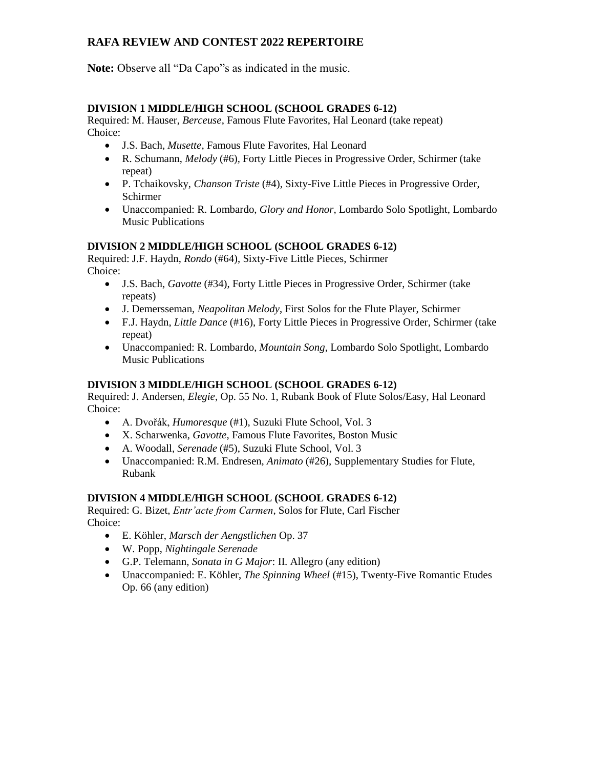# RAFA REVIEW AND CONTEST 2022 REPERTOIRE

**Note:** Observe all "Da Capo"s as indicated in the music.

### DIVISION 1 MIDDLE/HIGH SCHOOL (SCHOOL GRADES 6-12)

Required: M. Hauser, *Berceuse*, Famous Flute Favorites, Hal Leonard (take repeat)
Choice:

- J.S. Bach, *Musette*, Famous Flute Favorites, Hal Leonard
- R. Schumann, *Melody* (#6), Forty Little Pieces in Progressive Order, Schirmer (take repeat)
- P. Tchaikovsky, *Chanson Triste* (#4), Sixty-Five Little Pieces in Progressive Order, Schirmer
- Unaccompanied: R. Lombardo, *Glory and Honor,* Lombardo Solo Spotlight, Lombardo Music Publications

### DIVISION 2 MIDDLE/HIGH SCHOOL (SCHOOL GRADES 6-12)

Required: J.F. Haydn, *Rondo* (#64), Sixty-Five Little Pieces, Schirmer
Choice:

- J.S. Bach, *Gavotte* (#34), Forty Little Pieces in Progressive Order, Schirmer (take repeats)
- J. Demersseman, *Neapolitan Melody*, First Solos for the Flute Player, Schirmer
- F.J. Haydn, *Little Dance* (#16), Forty Little Pieces in Progressive Order, Schirmer (take repeat)
- Unaccompanied: R. Lombardo, *Mountain Song*, Lombardo Solo Spotlight, Lombardo Music Publications

### DIVISION 3 MIDDLE/HIGH SCHOOL (SCHOOL GRADES 6-12)

Required: J. Andersen, *Elegie*, Op. 55 No. 1, Rubank Book of Flute Solos/Easy, Hal Leonard
Choice:

- A. Dvořák, *Humoresque* (#1), Suzuki Flute School, Vol. 3
- X. Scharwenka, *Gavotte*, Famous Flute Favorites, Boston Music
- A. Woodall, *Serenade* (#5), Suzuki Flute School, Vol. 3
- Unaccompanied: R.M. Endresen, *Animato* (#26), Supplementary Studies for Flute, Rubank

### DIVISION 4 MIDDLE/HIGH SCHOOL (SCHOOL GRADES 6-12)

Required: G. Bizet, *Entr'acte from Carmen*, Solos for Flute, Carl Fischer
Choice:

- E. Köhler, *Marsch der Aengstlichen* Op. 37
- W. Popp, *Nightingale Serenade*
- G.P. Telemann, *Sonata in G Major*: II. Allegro (any edition)
- Unaccompanied: E. Köhler, *The Spinning Wheel* (#15), Twenty-Five Romantic Etudes Op. 66 (any edition)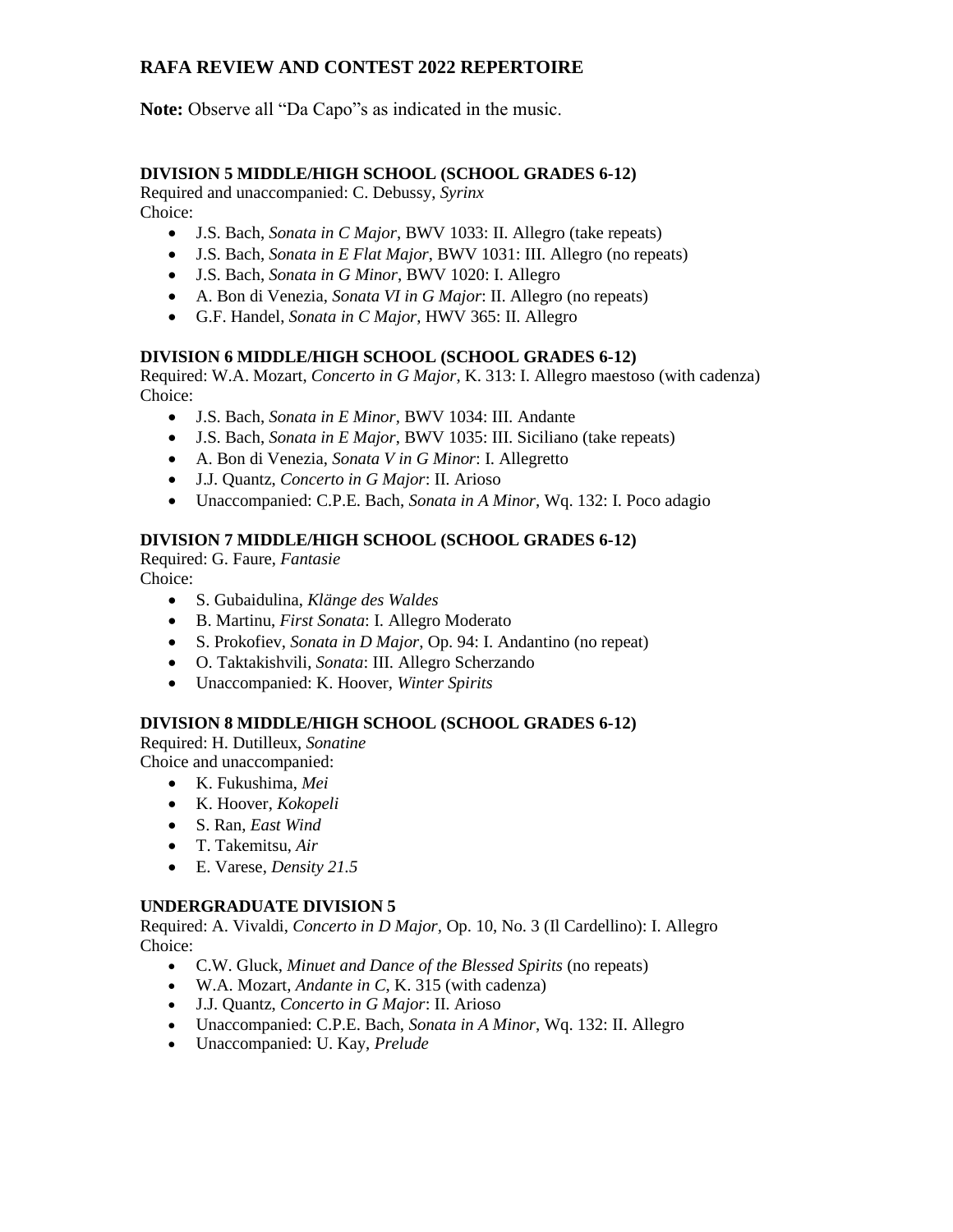# RAFA REVIEW AND CONTEST 2022 REPERTOIRE

**Note:** Observe all "Da Capo"s as indicated in the music.

### DIVISION 5 MIDDLE/HIGH SCHOOL (SCHOOL GRADES 6-12)

Required and unaccompanied: C. Debussy, *Syrinx*
Choice:

- J.S. Bach, *Sonata in C Major*, BWV 1033: II. Allegro (take repeats)
- J.S. Bach, *Sonata in E Flat Major*, BWV 1031: III. Allegro (no repeats)
- J.S. Bach, *Sonata in G Minor*, BWV 1020: I. Allegro
- A. Bon di Venezia, *Sonata VI in G Major*: II. Allegro (no repeats)
- G.F. Handel, *Sonata in C Major*, HWV 365: II. Allegro

### DIVISION 6 MIDDLE/HIGH SCHOOL (SCHOOL GRADES 6-12)

Required: W.A. Mozart, *Concerto in G Major*, K. 313: I. Allegro maestoso (with cadenza)
Choice:

- J.S. Bach, *Sonata in E Minor*, BWV 1034: III. Andante
- J.S. Bach, *Sonata in E Major*, BWV 1035: III. Siciliano (take repeats)
- A. Bon di Venezia, *Sonata V in G Minor*: I. Allegretto
- J.J. Quantz, *Concerto in G Major*: II. Arioso
- Unaccompanied: C.P.E. Bach, *Sonata in A Minor*, Wq. 132: I. Poco adagio

### DIVISION 7 MIDDLE/HIGH SCHOOL (SCHOOL GRADES 6-12)

Required: G. Faure, *Fantasie*
Choice:

- S. Gubaidulina, *Klänge des Waldes*
- B. Martinu, *First Sonata*: I. Allegro Moderato
- S. Prokofiev, *Sonata in D Major*, Op. 94: I. Andantino (no repeat)
- O. Taktakishvili, *Sonata*: III. Allegro Scherzando
- Unaccompanied: K. Hoover, *Winter Spirits*

### DIVISION 8 MIDDLE/HIGH SCHOOL (SCHOOL GRADES 6-12)

Required: H. Dutilleux, *Sonatine*
Choice and unaccompanied:

- K. Fukushima, *Mei*
- K. Hoover, *Kokopeli*
- S. Ran, *East Wind*
- T. Takemitsu, *Air*
- E. Varese, *Density 21.5*

### UNDERGRADUATE DIVISION 5

Required: A. Vivaldi, *Concerto in D Major*, Op. 10, No. 3 (Il Cardellino): I. Allegro
Choice:

- C.W. Gluck, *Minuet and Dance of the Blessed Spirits* (no repeats)
- W.A. Mozart, *Andante in C*, K. 315 (with cadenza)
- J.J. Quantz, *Concerto in G Major*: II. Arioso
- Unaccompanied: C.P.E. Bach, *Sonata in A Minor*, Wq. 132: II. Allegro
- Unaccompanied: U. Kay, *Prelude*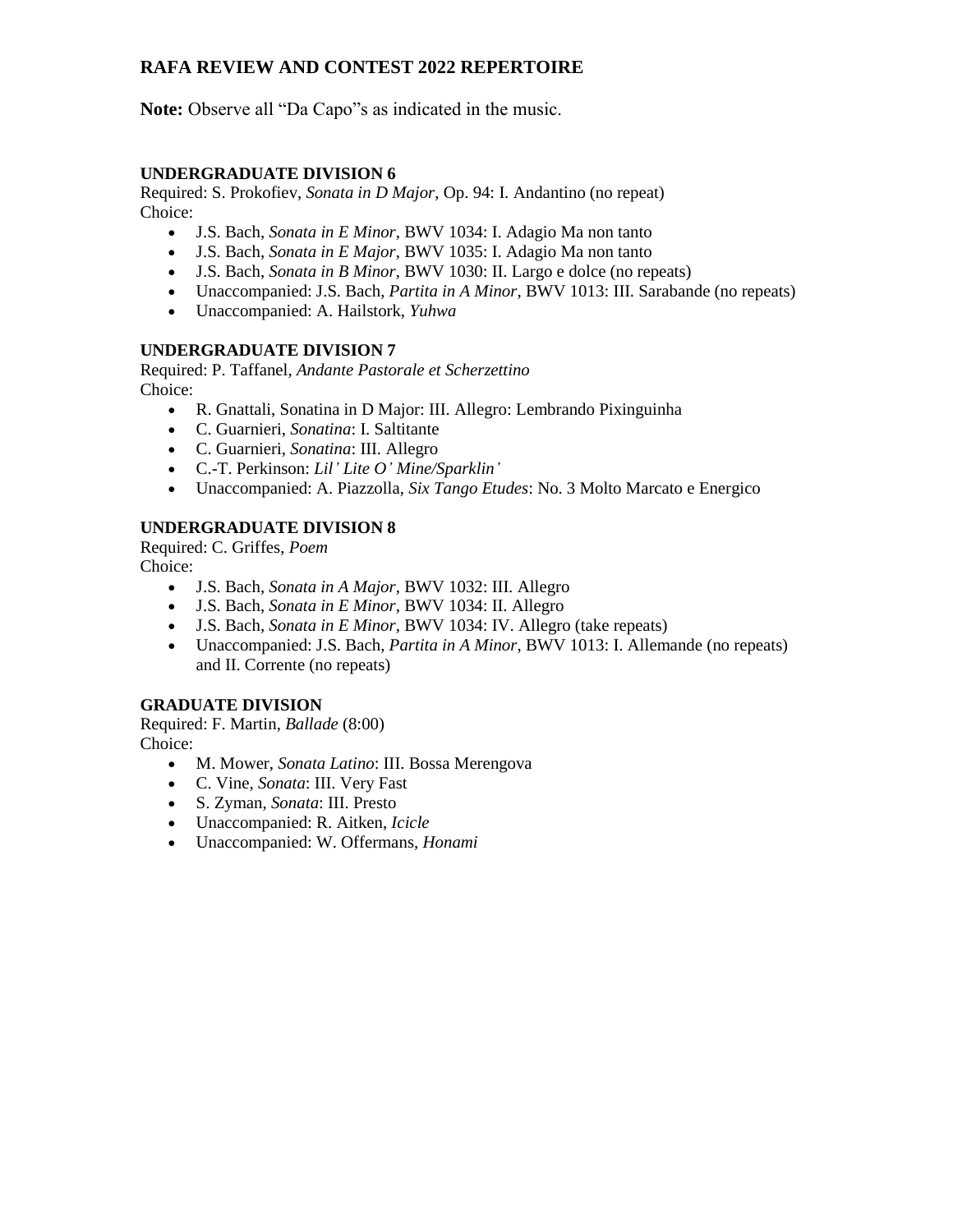# RAFA REVIEW AND CONTEST 2022 REPERTOIRE

**Note:** Observe all "Da Capo"s as indicated in the music.

### UNDERGRADUATE DIVISION 6

Required: S. Prokofiev, *Sonata in D Major*, Op. 94: I. Andantino (no repeat)
Choice:

- J.S. Bach, *Sonata in E Minor*, BWV 1034: I. Adagio Ma non tanto
- J.S. Bach, *Sonata in E Major*, BWV 1035: I. Adagio Ma non tanto
- J.S. Bach, *Sonata in B Minor*, BWV 1030: II. Largo e dolce (no repeats)
- Unaccompanied: J.S. Bach, *Partita in A Minor*, BWV 1013: III. Sarabande (no repeats)
- Unaccompanied: A. Hailstork, *Yuhwa*

### UNDERGRADUATE DIVISION 7

Required: P. Taffanel, *Andante Pastorale et Scherzettino*
Choice:

- R. Gnattali, Sonatina in D Major: III. Allegro: Lembrando Pixinguinha
- C. Guarnieri, *Sonatina*: I. Saltitante
- C. Guarnieri, *Sonatina*: III. Allegro
- C.-T. Perkinson: *Lil' Lite O' Mine/Sparklin'*
- Unaccompanied: A. Piazzolla, *Six Tango Etudes*: No. 3 Molto Marcato e Energico

### UNDERGRADUATE DIVISION 8

Required: C. Griffes, *Poem*
Choice:

- J.S. Bach, *Sonata in A Major*, BWV 1032: III. Allegro
- J.S. Bach, *Sonata in E Minor*, BWV 1034: II. Allegro
- J.S. Bach, *Sonata in E Minor*, BWV 1034: IV. Allegro (take repeats)
- Unaccompanied: J.S. Bach, *Partita in A Minor*, BWV 1013: I. Allemande (no repeats) and II. Corrente (no repeats)

### GRADUATE DIVISION

Required: F. Martin, *Ballade* (8:00)
Choice:

- M. Mower, *Sonata Latino*: III. Bossa Merengova
- C. Vine, *Sonata*: III. Very Fast
- S. Zyman, *Sonata*: III. Presto
- Unaccompanied: R. Aitken, *Icicle*
- Unaccompanied: W. Offermans, *Honami*